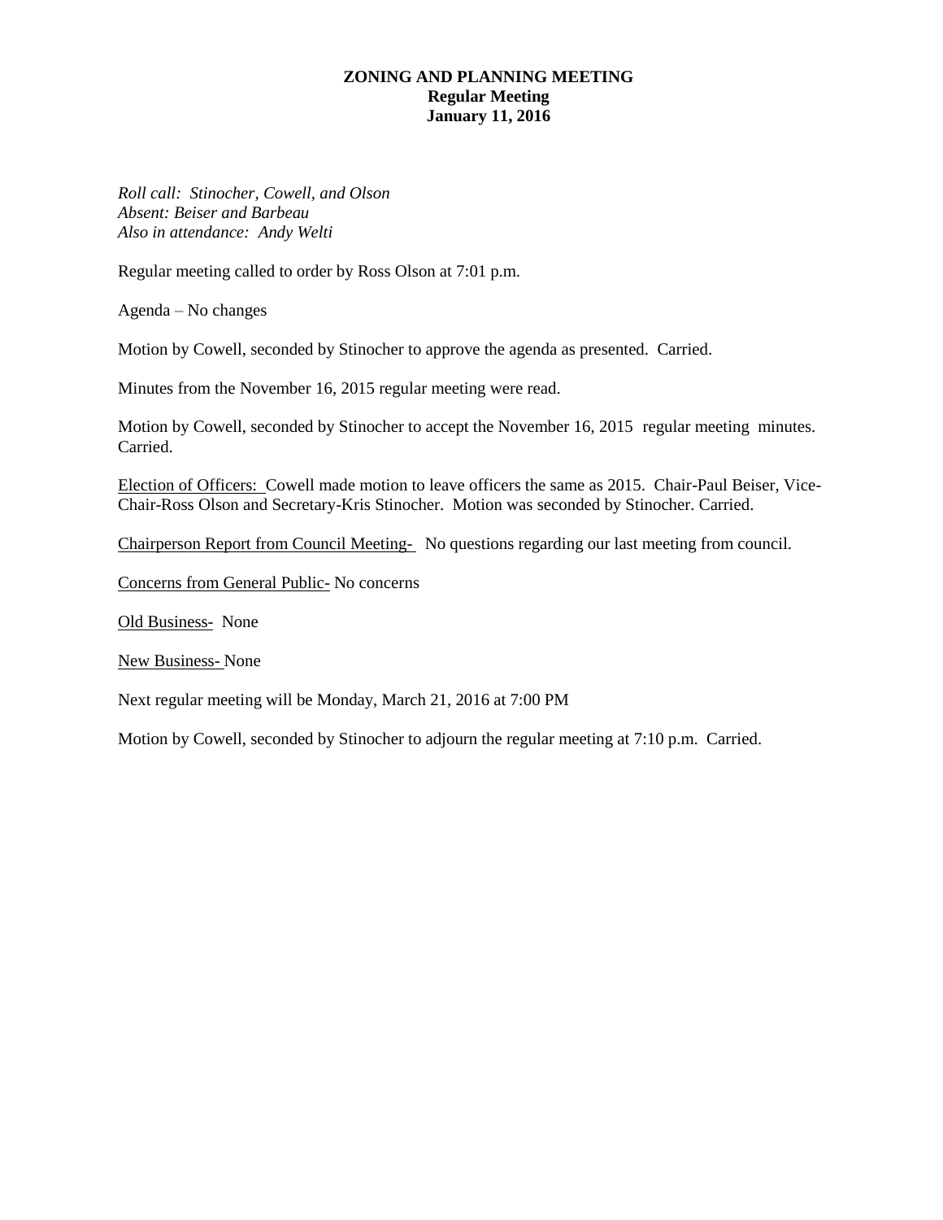**ZONING AND PLANNING MEETING**
**Regular Meeting**
**January 11, 2016**

*Roll call: Stinocher, Cowell, and Olson*
*Absent: Beiser and Barbeau*
*Also in attendance: Andy Welti*

Regular meeting called to order by Ross Olson at 7:01 p.m.

Agenda – No changes

Motion by Cowell, seconded by Stinocher to approve the agenda as presented. Carried.

Minutes from the November 16, 2015 regular meeting were read.

Motion by Cowell, seconded by Stinocher to accept the November 16, 2015 regular meeting minutes. Carried.

<u>Election of Officers:</u> Cowell made motion to leave officers the same as 2015. Chair-Paul Beiser, Vice-Chair-Ross Olson and Secretary-Kris Stinocher. Motion was seconded by Stinocher. Carried.

<u>Chairperson Report from Council Meeting-</u> No questions regarding our last meeting from council.

<u>Concerns from General Public-</u> No concerns

<u>Old Business-</u> None

<u>New Business-</u> None

Next regular meeting will be Monday, March 21, 2016 at 7:00 PM

Motion by Cowell, seconded by Stinocher to adjourn the regular meeting at 7:10 p.m. Carried.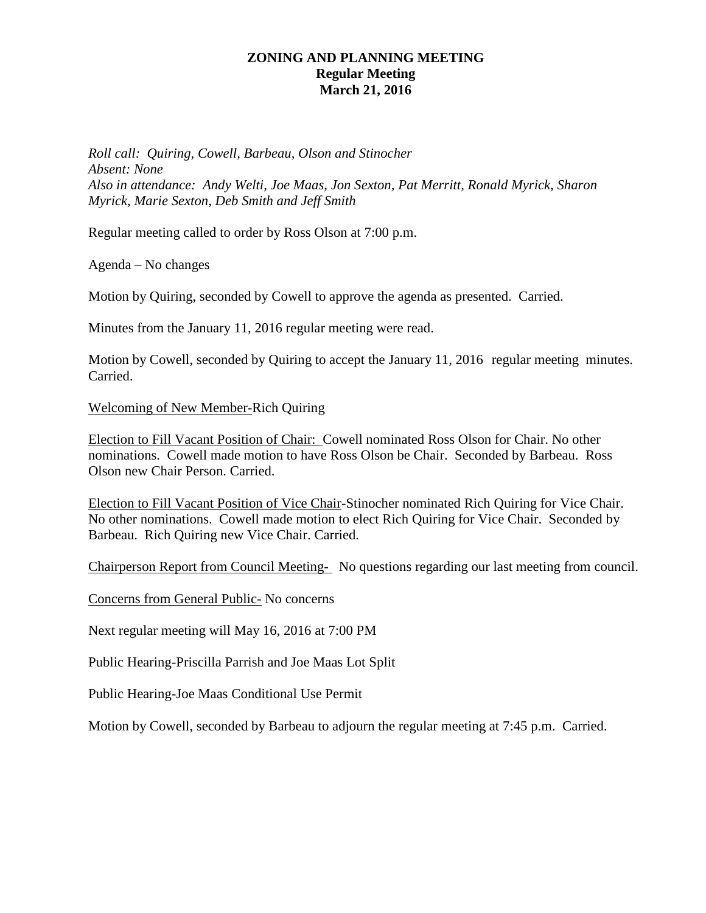# ZONING AND PLANNING MEETING
## Regular Meeting
## March 21, 2016

*Roll call: Quiring, Cowell, Barbeau, Olson and Stinocher*
*Absent: None*
*Also in attendance: Andy Welti, Joe Maas, Jon Sexton, Pat Merritt, Ronald Myrick, Sharon Myrick, Marie Sexton, Deb Smith and Jeff Smith*

Regular meeting called to order by Ross Olson at 7:00 p.m.

Agenda – No changes

Motion by Quiring, seconded by Cowell to approve the agenda as presented. Carried.

Minutes from the January 11, 2016 regular meeting were read.

Motion by Cowell, seconded by Quiring to accept the January 11, 2016 regular meeting minutes. Carried.

<u>Welcoming of New Member-</u>Rich Quiring

<u>Election to Fill Vacant Position of Chair:</u> Cowell nominated Ross Olson for Chair. No other nominations. Cowell made motion to have Ross Olson be Chair. Seconded by Barbeau. Ross Olson new Chair Person. Carried.

<u>Election to Fill Vacant Position of Vice Chair</u>-Stinocher nominated Rich Quiring for Vice Chair. No other nominations. Cowell made motion to elect Rich Quiring for Vice Chair. Seconded by Barbeau. Rich Quiring new Vice Chair. Carried.

<u>Chairperson Report from Council Meeting-</u> No questions regarding our last meeting from council.

<u>Concerns from General Public-</u> No concerns

Next regular meeting will May 16, 2016 at 7:00 PM

Public Hearing-Priscilla Parrish and Joe Maas Lot Split

Public Hearing-Joe Maas Conditional Use Permit

Motion by Cowell, seconded by Barbeau to adjourn the regular meeting at 7:45 p.m. Carried.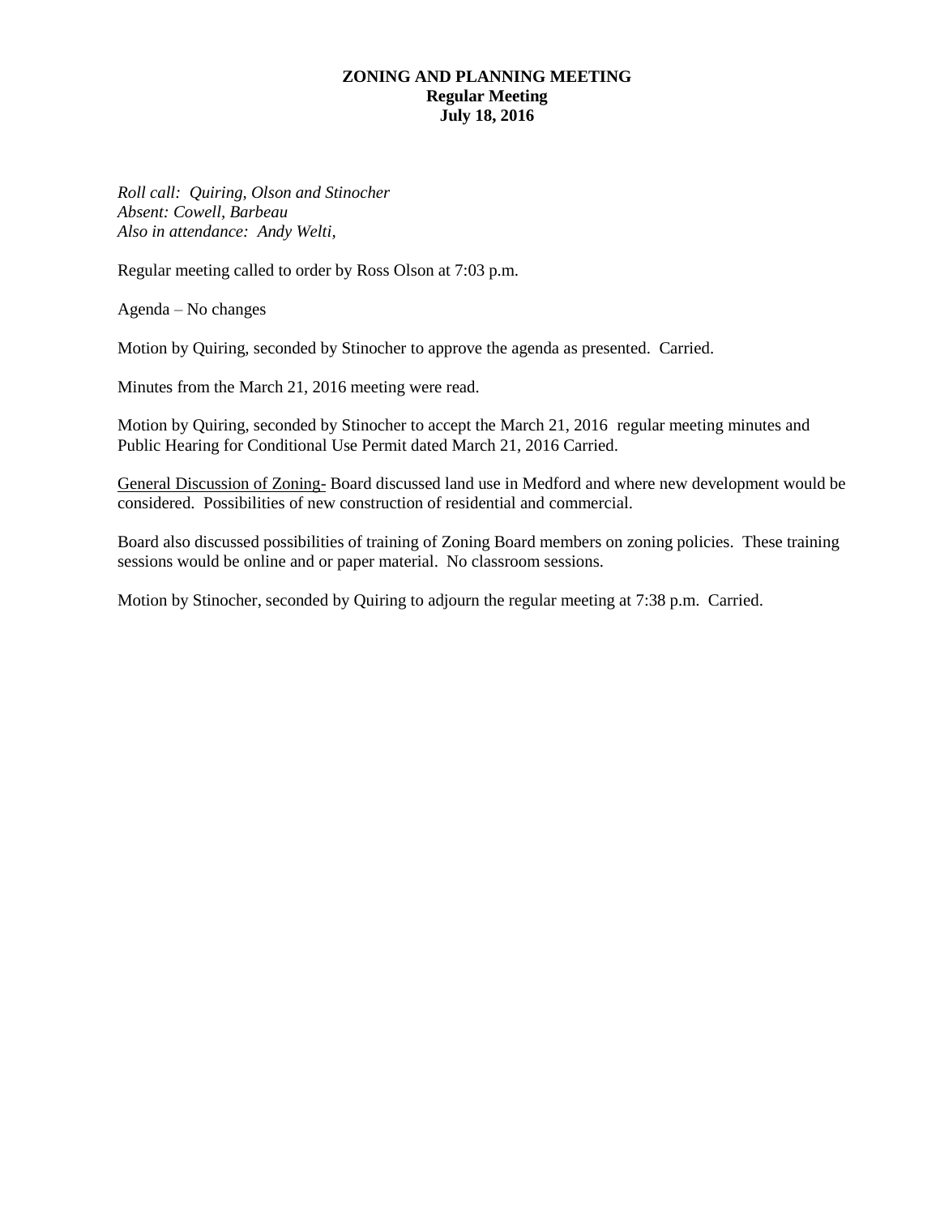**ZONING AND PLANNING MEETING**
**Regular Meeting**
**July 18, 2016**

*Roll call: Quiring, Olson and Stinocher*
*Absent: Cowell, Barbeau*
*Also in attendance: Andy Welti,*

Regular meeting called to order by Ross Olson at 7:03 p.m.

Agenda – No changes

Motion by Quiring, seconded by Stinocher to approve the agenda as presented. Carried.

Minutes from the March 21, 2016 meeting were read.

Motion by Quiring, seconded by Stinocher to accept the March 21, 2016 regular meeting minutes and Public Hearing for Conditional Use Permit dated March 21, 2016 Carried.

<u>General Discussion of Zoning-</u> Board discussed land use in Medford and where new development would be considered. Possibilities of new construction of residential and commercial.

Board also discussed possibilities of training of Zoning Board members on zoning policies. These training sessions would be online and or paper material. No classroom sessions.

Motion by Stinocher, seconded by Quiring to adjourn the regular meeting at 7:38 p.m. Carried.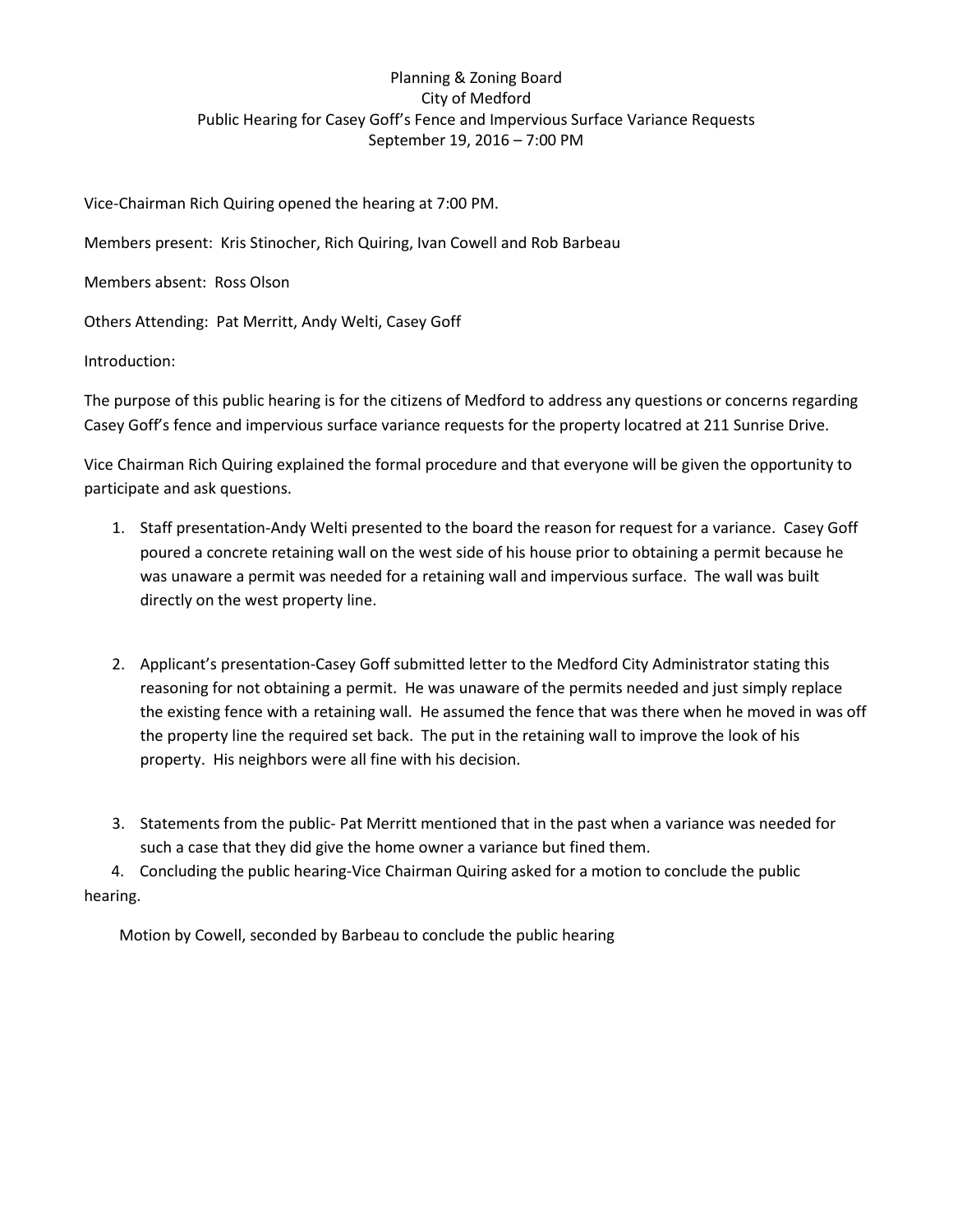Planning & Zoning Board
City of Medford
Public Hearing for Casey Goff's Fence and Impervious Surface Variance Requests
September 19, 2016 – 7:00 PM

Vice-Chairman Rich Quiring opened the hearing at 7:00 PM.

Members present: Kris Stinocher, Rich Quiring, Ivan Cowell and Rob Barbeau

Members absent: Ross Olson

Others Attending: Pat Merritt, Andy Welti, Casey Goff

Introduction:

The purpose of this public hearing is for the citizens of Medford to address any questions or concerns regarding Casey Goff's fence and impervious surface variance requests for the property locatred at 211 Sunrise Drive.

Vice Chairman Rich Quiring explained the formal procedure and that everyone will be given the opportunity to participate and ask questions.

1. Staff presentation-Andy Welti presented to the board the reason for request for a variance. Casey Goff poured a concrete retaining wall on the west side of his house prior to obtaining a permit because he was unaware a permit was needed for a retaining wall and impervious surface. The wall was built directly on the west property line.

2. Applicant's presentation-Casey Goff submitted letter to the Medford City Administrator stating this reasoning for not obtaining a permit. He was unaware of the permits needed and just simply replace the existing fence with a retaining wall. He assumed the fence that was there when he moved in was off the property line the required set back. The put in the retaining wall to improve the look of his property. His neighbors were all fine with his decision.

3. Statements from the public- Pat Merritt mentioned that in the past when a variance was needed for such a case that they did give the home owner a variance but fined them.

4. Concluding the public hearing-Vice Chairman Quiring asked for a motion to conclude the public hearing.

Motion by Cowell, seconded by Barbeau to conclude the public hearing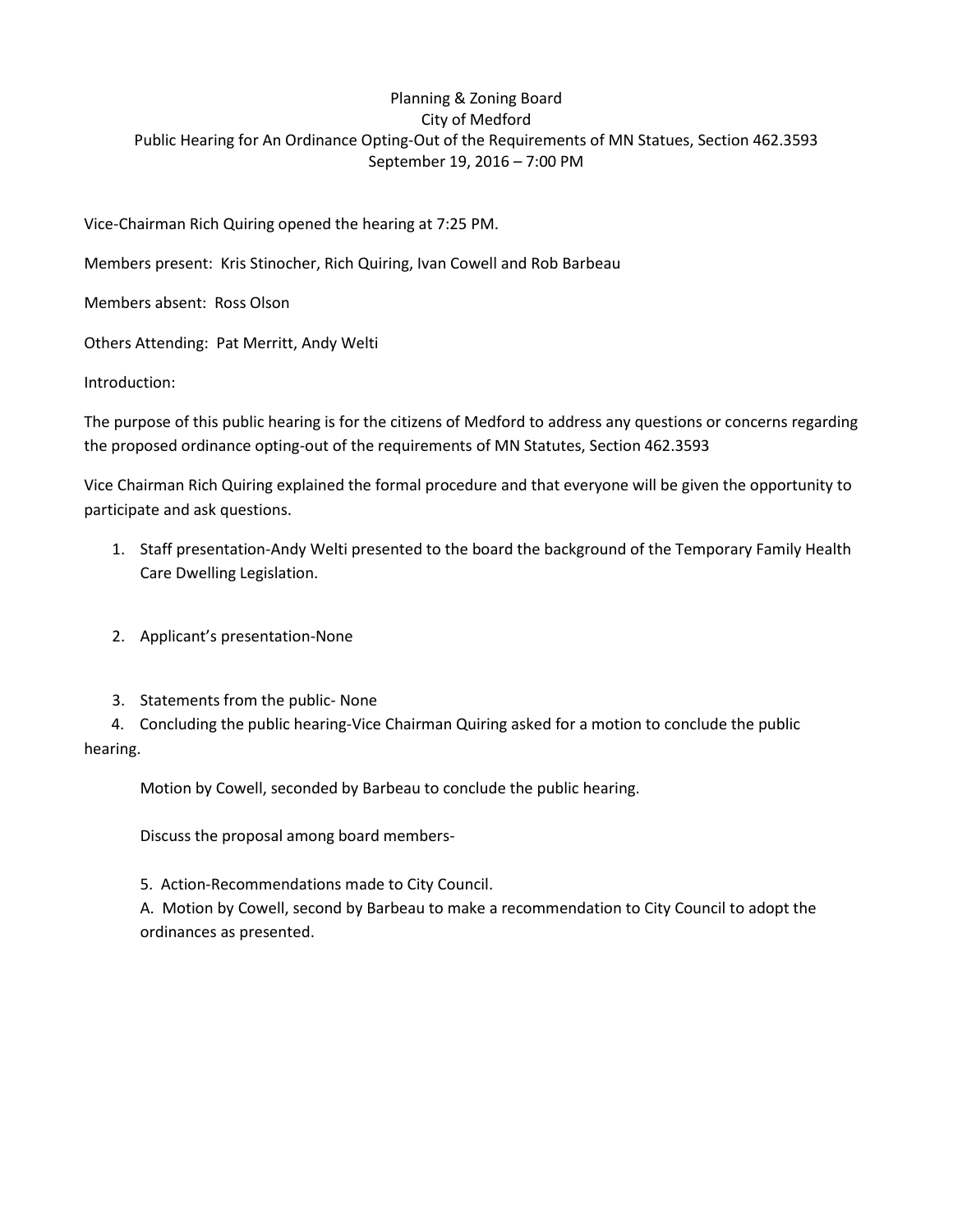Planning & Zoning Board
City of Medford
Public Hearing for An Ordinance Opting-Out of the Requirements of MN Statues, Section 462.3593
September 19, 2016 – 7:00 PM

Vice-Chairman Rich Quiring opened the hearing at 7:25 PM.

Members present: Kris Stinocher, Rich Quiring, Ivan Cowell and Rob Barbeau

Members absent: Ross Olson

Others Attending: Pat Merritt, Andy Welti

Introduction:

The purpose of this public hearing is for the citizens of Medford to address any questions or concerns regarding the proposed ordinance opting-out of the requirements of MN Statutes, Section 462.3593

Vice Chairman Rich Quiring explained the formal procedure and that everyone will be given the opportunity to participate and ask questions.

1. Staff presentation-Andy Welti presented to the board the background of the Temporary Family Health Care Dwelling Legislation.

2. Applicant's presentation-None

3. Statements from the public- None

4. Concluding the public hearing-Vice Chairman Quiring asked for a motion to conclude the public hearing.

   Motion by Cowell, seconded by Barbeau to conclude the public hearing.

   Discuss the proposal among board members-

5. Action-Recommendations made to City Council.

   A. Motion by Cowell, second by Barbeau to make a recommendation to City Council to adopt the ordinances as presented.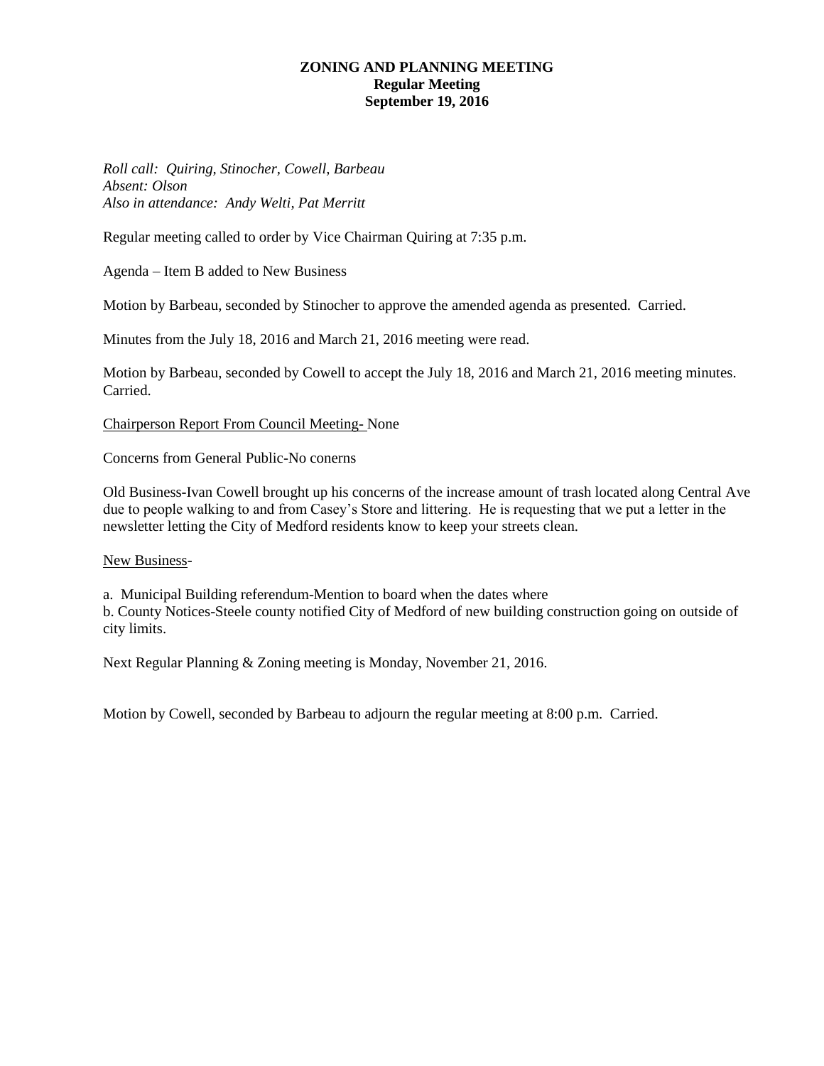**ZONING AND PLANNING MEETING**
**Regular Meeting**
**September 19, 2016**

*Roll call: Quiring, Stinocher, Cowell, Barbeau*
*Absent: Olson*
*Also in attendance: Andy Welti, Pat Merritt*

Regular meeting called to order by Vice Chairman Quiring at 7:35 p.m.

Agenda – Item B added to New Business

Motion by Barbeau, seconded by Stinocher to approve the amended agenda as presented. Carried.

Minutes from the July 18, 2016 and March 21, 2016 meeting were read.

Motion by Barbeau, seconded by Cowell to accept the July 18, 2016 and March 21, 2016 meeting minutes. Carried.

Chairperson Report From Council Meeting- None

Concerns from General Public-No conerns

Old Business-Ivan Cowell brought up his concerns of the increase amount of trash located along Central Ave due to people walking to and from Casey's Store and littering. He is requesting that we put a letter in the newsletter letting the City of Medford residents know to keep your streets clean.

New Business-

a. Municipal Building referendum-Mention to board when the dates where
b. County Notices-Steele county notified City of Medford of new building construction going on outside of city limits.

Next Regular Planning & Zoning meeting is Monday, November 21, 2016.

Motion by Cowell, seconded by Barbeau to adjourn the regular meeting at 8:00 p.m. Carried.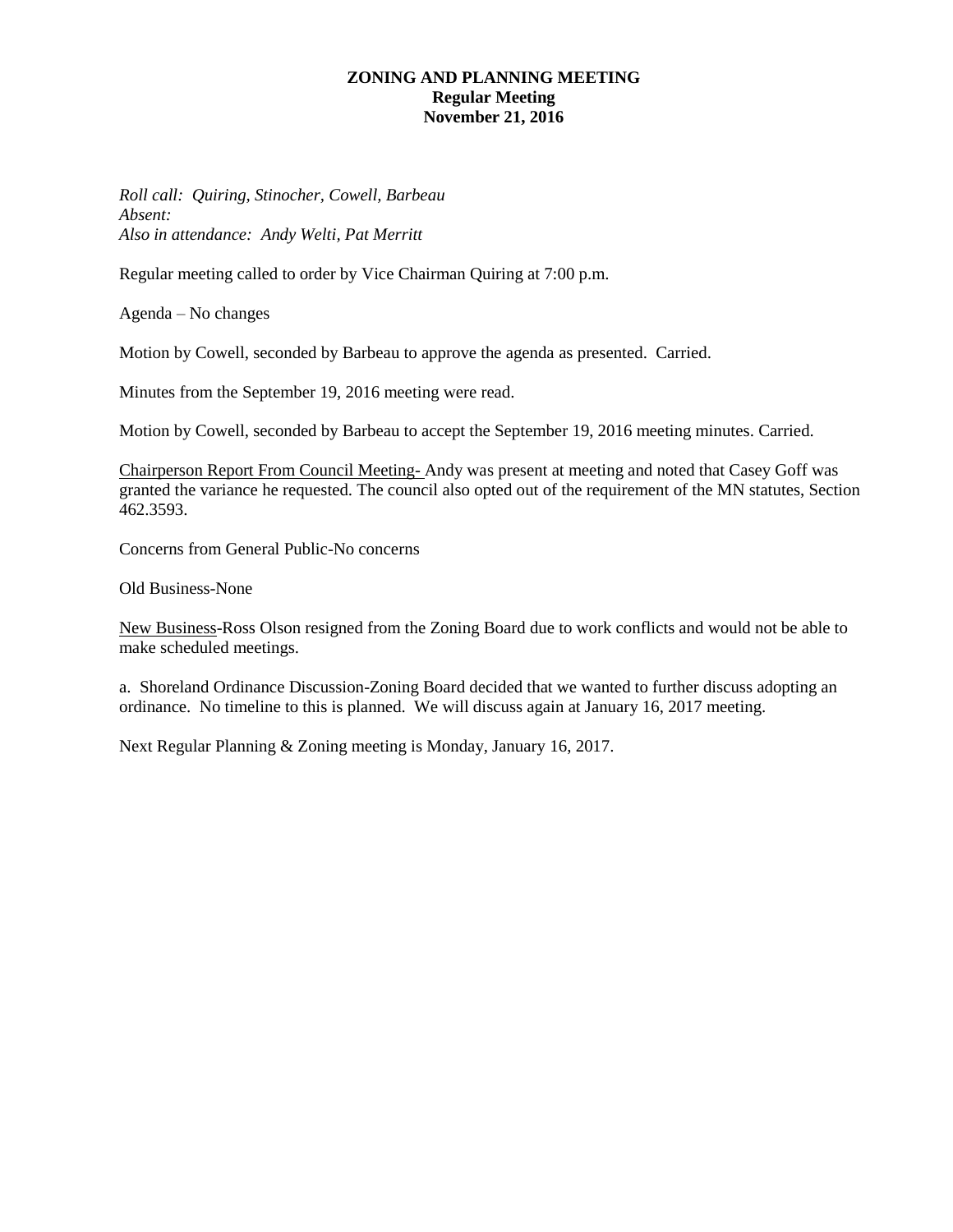**ZONING AND PLANNING MEETING**
**Regular Meeting**
**November 21, 2016**

*Roll call: Quiring, Stinocher, Cowell, Barbeau*
*Absent:*
*Also in attendance: Andy Welti, Pat Merritt*

Regular meeting called to order by Vice Chairman Quiring at 7:00 p.m.

Agenda – No changes

Motion by Cowell, seconded by Barbeau to approve the agenda as presented. Carried.

Minutes from the September 19, 2016 meeting were read.

Motion by Cowell, seconded by Barbeau to accept the September 19, 2016 meeting minutes. Carried.

Chairperson Report From Council Meeting- Andy was present at meeting and noted that Casey Goff was granted the variance he requested. The council also opted out of the requirement of the MN statutes, Section 462.3593.

Concerns from General Public-No concerns

Old Business-None

New Business-Ross Olson resigned from the Zoning Board due to work conflicts and would not be able to make scheduled meetings.

a. Shoreland Ordinance Discussion-Zoning Board decided that we wanted to further discuss adopting an ordinance. No timeline to this is planned. We will discuss again at January 16, 2017 meeting.

Next Regular Planning & Zoning meeting is Monday, January 16, 2017.